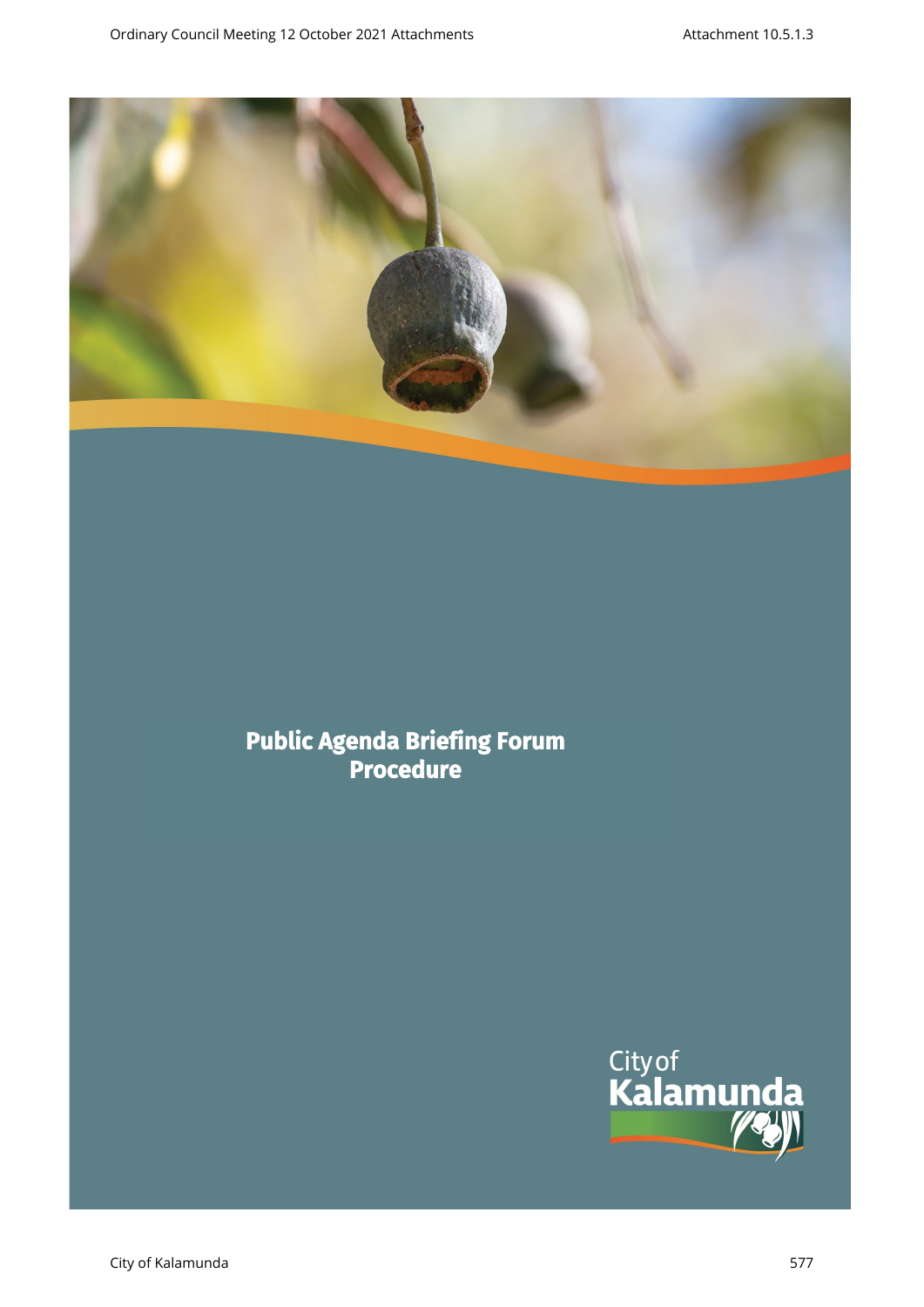# Public Agenda Briefing Forum Procedure

City of Kalamunda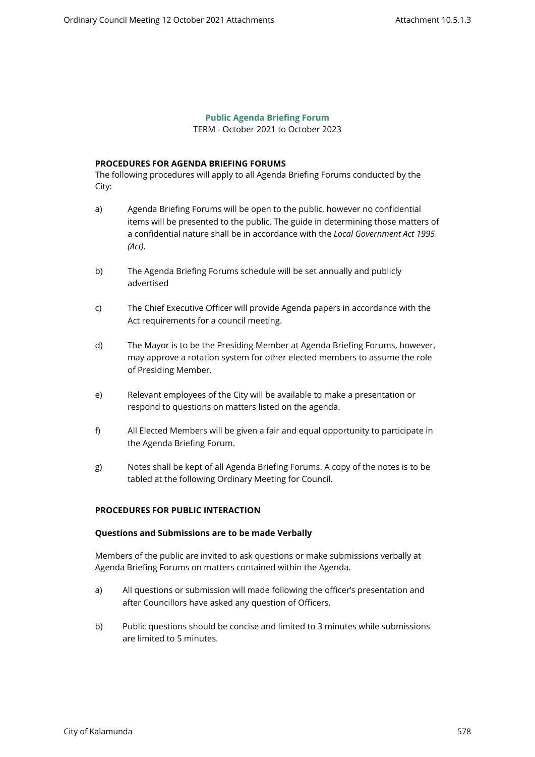**Public Agenda Briefing Forum**

TERM - October 2021 to October 2023

**PROCEDURES FOR AGENDA BRIEFING FORUMS**

The following procedures will apply to all Agenda Briefing Forums conducted by the City:

a) Agenda Briefing Forums will be open to the public, however no confidential items will be presented to the public. The guide in determining those matters of a confidential nature shall be in accordance with the *Local Government Act 1995 (Act)*.

b) The Agenda Briefing Forums schedule will be set annually and publicly advertised

c) The Chief Executive Officer will provide Agenda papers in accordance with the Act requirements for a council meeting.

d) The Mayor is to be the Presiding Member at Agenda Briefing Forums, however, may approve a rotation system for other elected members to assume the role of Presiding Member.

e) Relevant employees of the City will be available to make a presentation or respond to questions on matters listed on the agenda.

f) All Elected Members will be given a fair and equal opportunity to participate in the Agenda Briefing Forum.

g) Notes shall be kept of all Agenda Briefing Forums. A copy of the notes is to be tabled at the following Ordinary Meeting for Council.

**PROCEDURES FOR PUBLIC INTERACTION**

**Questions and Submissions are to be made Verbally**

Members of the public are invited to ask questions or make submissions verbally at Agenda Briefing Forums on matters contained within the Agenda.

a) All questions or submission will made following the officer's presentation and after Councillors have asked any question of Officers.

b) Public questions should be concise and limited to 3 minutes while submissions are limited to 5 minutes.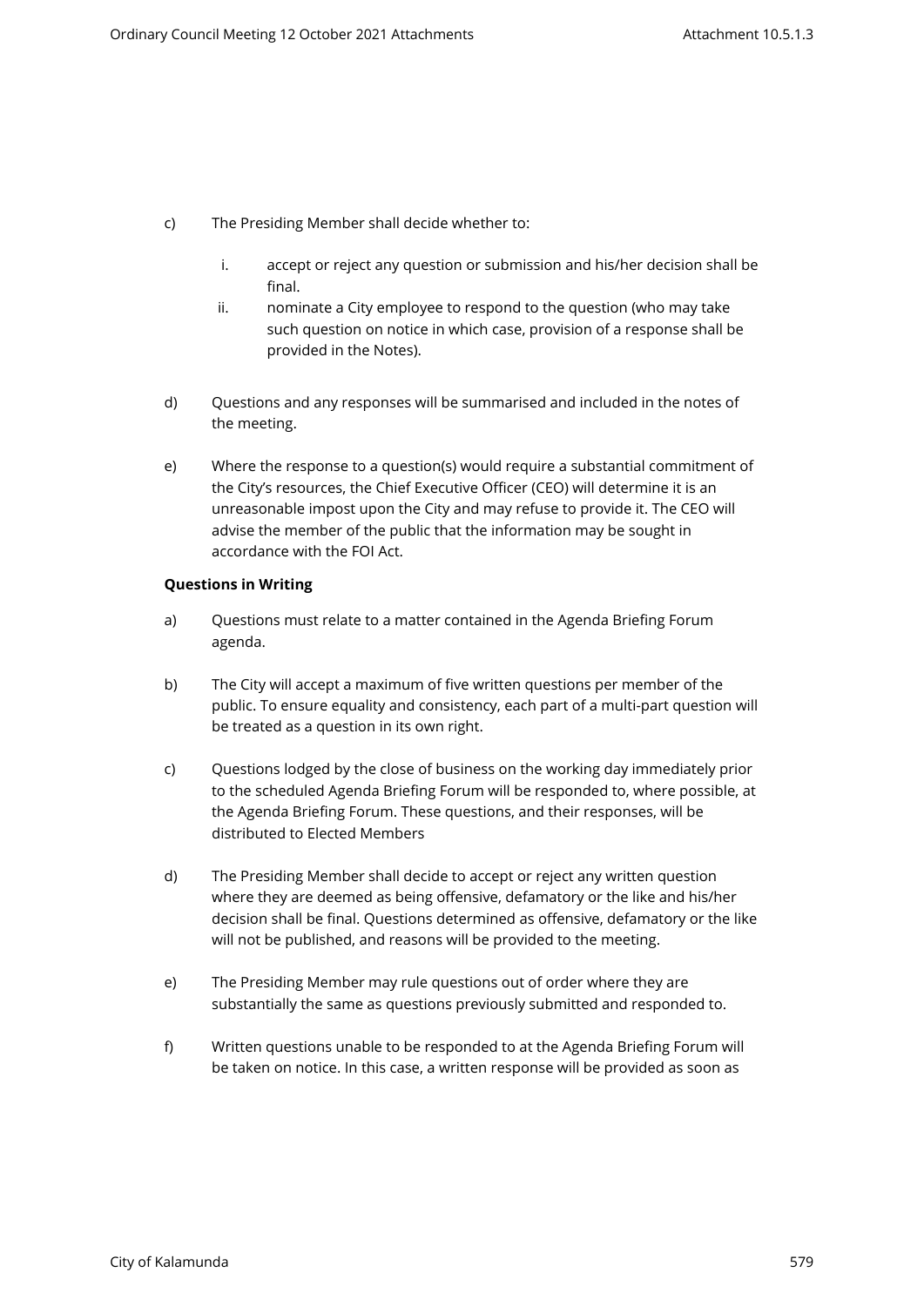c) The Presiding Member shall decide whether to:

   i. accept or reject any question or submission and his/her decision shall be final.
   ii. nominate a City employee to respond to the question (who may take such question on notice in which case, provision of a response shall be provided in the Notes).

d) Questions and any responses will be summarised and included in the notes of the meeting.

e) Where the response to a question(s) would require a substantial commitment of the City's resources, the Chief Executive Officer (CEO) will determine it is an unreasonable impost upon the City and may refuse to provide it. The CEO will advise the member of the public that the information may be sought in accordance with the FOI Act.

**Questions in Writing**

a) Questions must relate to a matter contained in the Agenda Briefing Forum agenda.

b) The City will accept a maximum of five written questions per member of the public. To ensure equality and consistency, each part of a multi-part question will be treated as a question in its own right.

c) Questions lodged by the close of business on the working day immediately prior to the scheduled Agenda Briefing Forum will be responded to, where possible, at the Agenda Briefing Forum. These questions, and their responses, will be distributed to Elected Members

d) The Presiding Member shall decide to accept or reject any written question where they are deemed as being offensive, defamatory or the like and his/her decision shall be final. Questions determined as offensive, defamatory or the like will not be published, and reasons will be provided to the meeting.

e) The Presiding Member may rule questions out of order where they are substantially the same as questions previously submitted and responded to.

f) Written questions unable to be responded to at the Agenda Briefing Forum will be taken on notice. In this case, a written response will be provided as soon as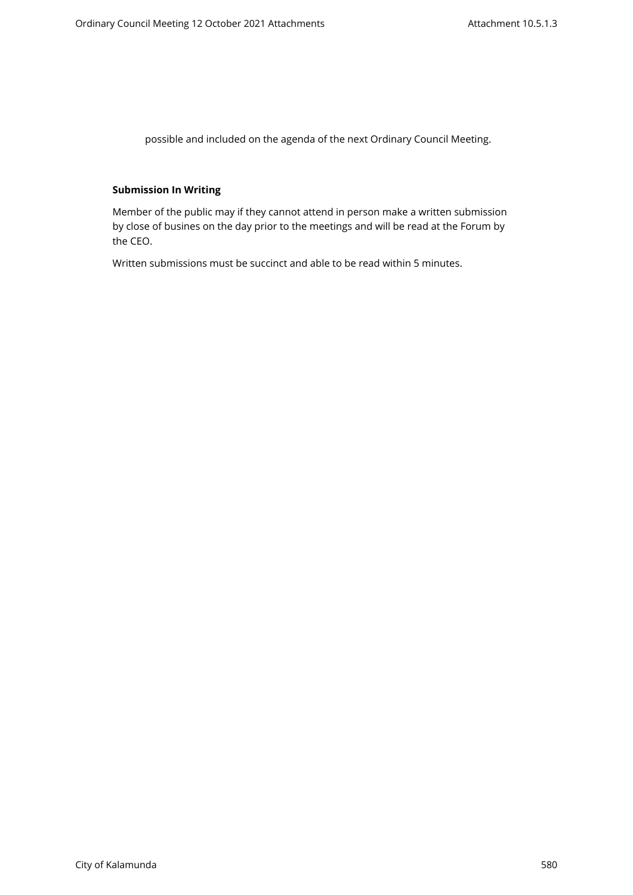possible and included on the agenda of the next Ordinary Council Meeting.

**Submission In Writing**

Member of the public may if they cannot attend in person make a written submission by close of busines on the day prior to the meetings and will be read at the Forum by the CEO.

Written submissions must be succinct and able to be read within 5 minutes.